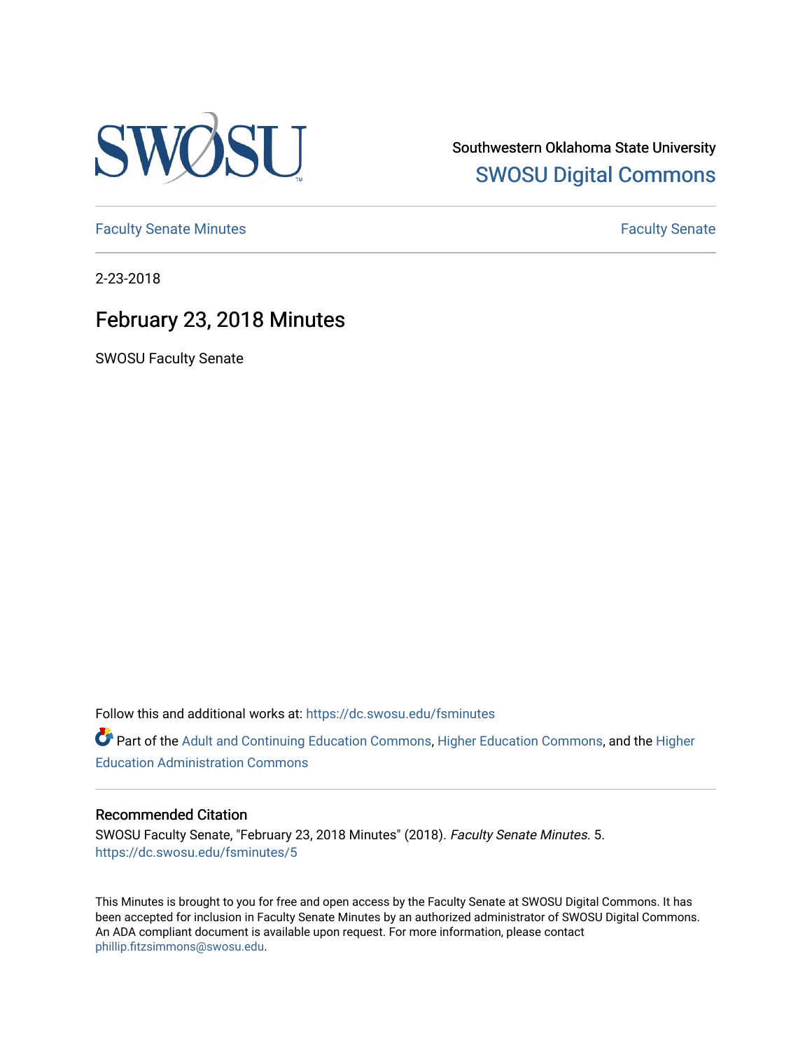Southwestern Oklahoma State University

SWOSU Digital Commons

Faculty Senate Minutes

Faculty Senate

2-23-2018

# February 23, 2018 Minutes

SWOSU Faculty Senate

Follow this and additional works at: https://dc.swosu.edu/fsminutes

Part of the Adult and Continuing Education Commons, Higher Education Commons, and the Higher Education Administration Commons

## Recommended Citation

SWOSU Faculty Senate, "February 23, 2018 Minutes" (2018). *Faculty Senate Minutes*. 5.
https://dc.swosu.edu/fsminutes/5

This Minutes is brought to you for free and open access by the Faculty Senate at SWOSU Digital Commons. It has been accepted for inclusion in Faculty Senate Minutes by an authorized administrator of SWOSU Digital Commons. An ADA compliant document is available upon request. For more information, please contact phillip.fitzsimmons@swosu.edu.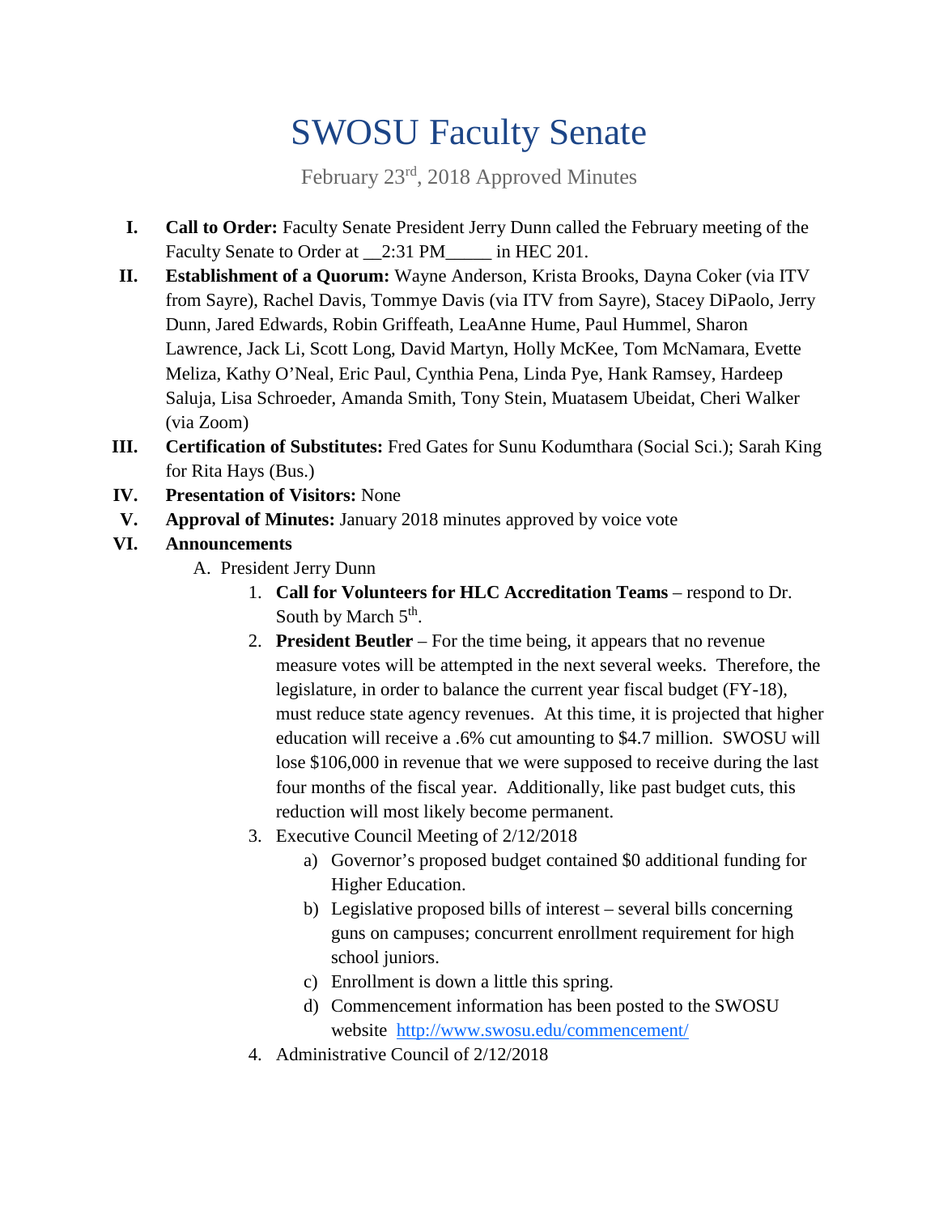# SWOSU Faculty Senate

February 23rd, 2018 Approved Minutes

I. **Call to Order:** Faculty Senate President Jerry Dunn called the February meeting of the Faculty Senate to Order at __2:31 PM_____ in HEC 201.

II. **Establishment of a Quorum:** Wayne Anderson, Krista Brooks, Dayna Coker (via ITV from Sayre), Rachel Davis, Tommye Davis (via ITV from Sayre), Stacey DiPaolo, Jerry Dunn, Jared Edwards, Robin Griffeath, LeaAnne Hume, Paul Hummel, Sharon Lawrence, Jack Li, Scott Long, David Martyn, Holly McKee, Tom McNamara, Evette Meliza, Kathy O'Neal, Eric Paul, Cynthia Pena, Linda Pye, Hank Ramsey, Hardeep Saluja, Lisa Schroeder, Amanda Smith, Tony Stein, Muatasem Ubeidat, Cheri Walker (via Zoom)

III. **Certification of Substitutes:** Fred Gates for Sunu Kodumthara (Social Sci.); Sarah King for Rita Hays (Bus.)

IV. **Presentation of Visitors:** None

V. **Approval of Minutes:** January 2018 minutes approved by voice vote

VI. **Announcements**

   A. President Jerry Dunn

      1. **Call for Volunteers for HLC Accreditation Teams** – respond to Dr. South by March 5th.
      2. **President Beutler** – For the time being, it appears that no revenue measure votes will be attempted in the next several weeks. Therefore, the legislature, in order to balance the current year fiscal budget (FY-18), must reduce state agency revenues. At this time, it is projected that higher education will receive a .6% cut amounting to $4.7 million. SWOSU will lose $106,000 in revenue that we were supposed to receive during the last four months of the fiscal year. Additionally, like past budget cuts, this reduction will most likely become permanent.
      3. Executive Council Meeting of 2/12/2018
         a) Governor's proposed budget contained $0 additional funding for Higher Education.
         b) Legislative proposed bills of interest – several bills concerning guns on campuses; concurrent enrollment requirement for high school juniors.
         c) Enrollment is down a little this spring.
         d) Commencement information has been posted to the SWOSU website http://www.swosu.edu/commencement/
      4. Administrative Council of 2/12/2018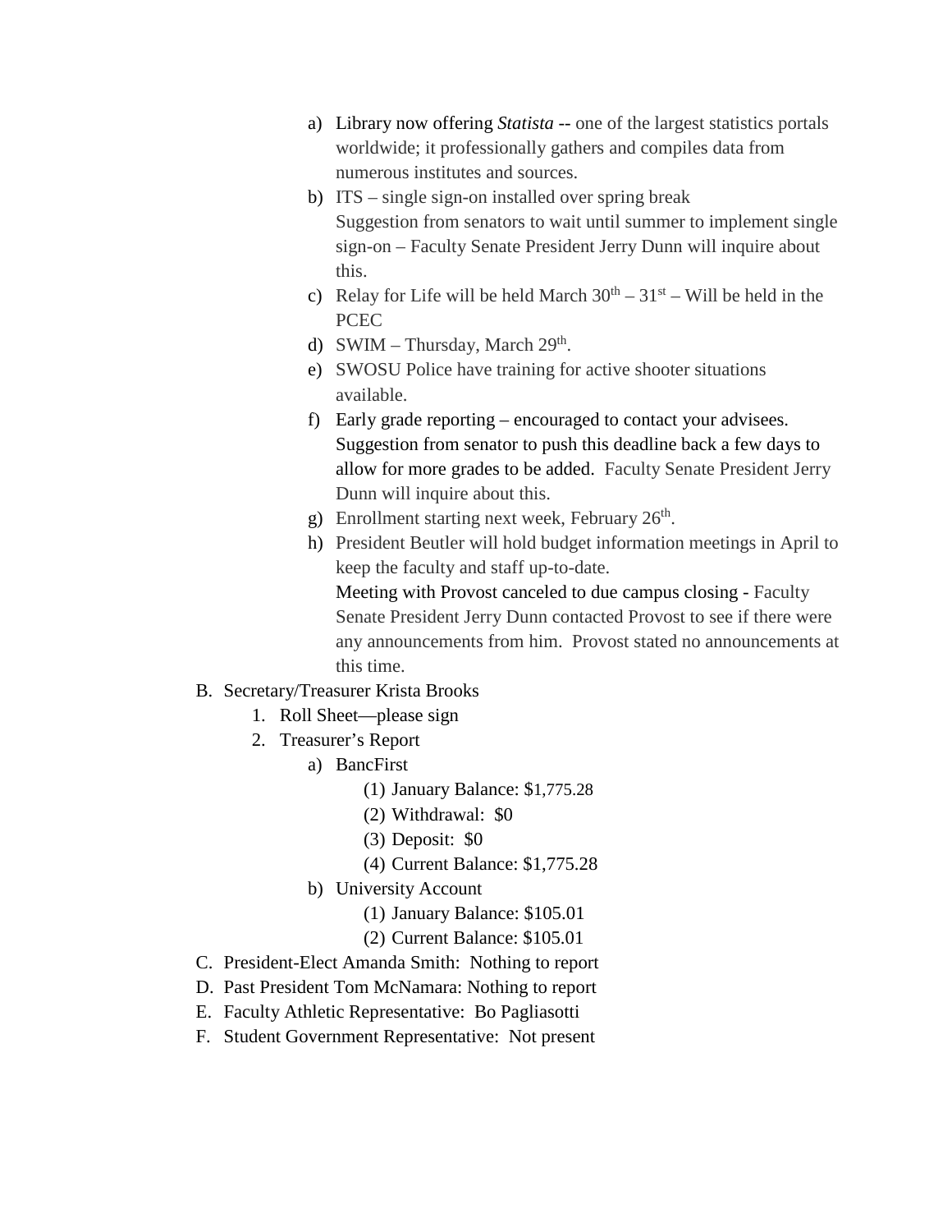a) Library now offering *Statista* -- one of the largest statistics portals worldwide; it professionally gathers and compiles data from numerous institutes and sources.

b) ITS – single sign-on installed over spring break
Suggestion from senators to wait until summer to implement single sign-on – Faculty Senate President Jerry Dunn will inquire about this.

c) Relay for Life will be held March 30th – 31st – Will be held in the PCEC

d) SWIM – Thursday, March 29th.

e) SWOSU Police have training for active shooter situations available.

f) Early grade reporting – encouraged to contact your advisees. Suggestion from senator to push this deadline back a few days to allow for more grades to be added. Faculty Senate President Jerry Dunn will inquire about this.

g) Enrollment starting next week, February 26th.

h) President Beutler will hold budget information meetings in April to keep the faculty and staff up-to-date.
Meeting with Provost canceled to due campus closing - Faculty Senate President Jerry Dunn contacted Provost to see if there were any announcements from him. Provost stated no announcements at this time.

B. Secretary/Treasurer Krista Brooks
   1. Roll Sheet—please sign
   2. Treasurer's Report
      a) BancFirst
         (1) January Balance: $1,775.28
         (2) Withdrawal: $0
         (3) Deposit: $0
         (4) Current Balance: $1,775.28
      b) University Account
         (1) January Balance: $105.01
         (2) Current Balance: $105.01

C. President-Elect Amanda Smith: Nothing to report

D. Past President Tom McNamara: Nothing to report

E. Faculty Athletic Representative: Bo Pagliasotti

F. Student Government Representative: Not present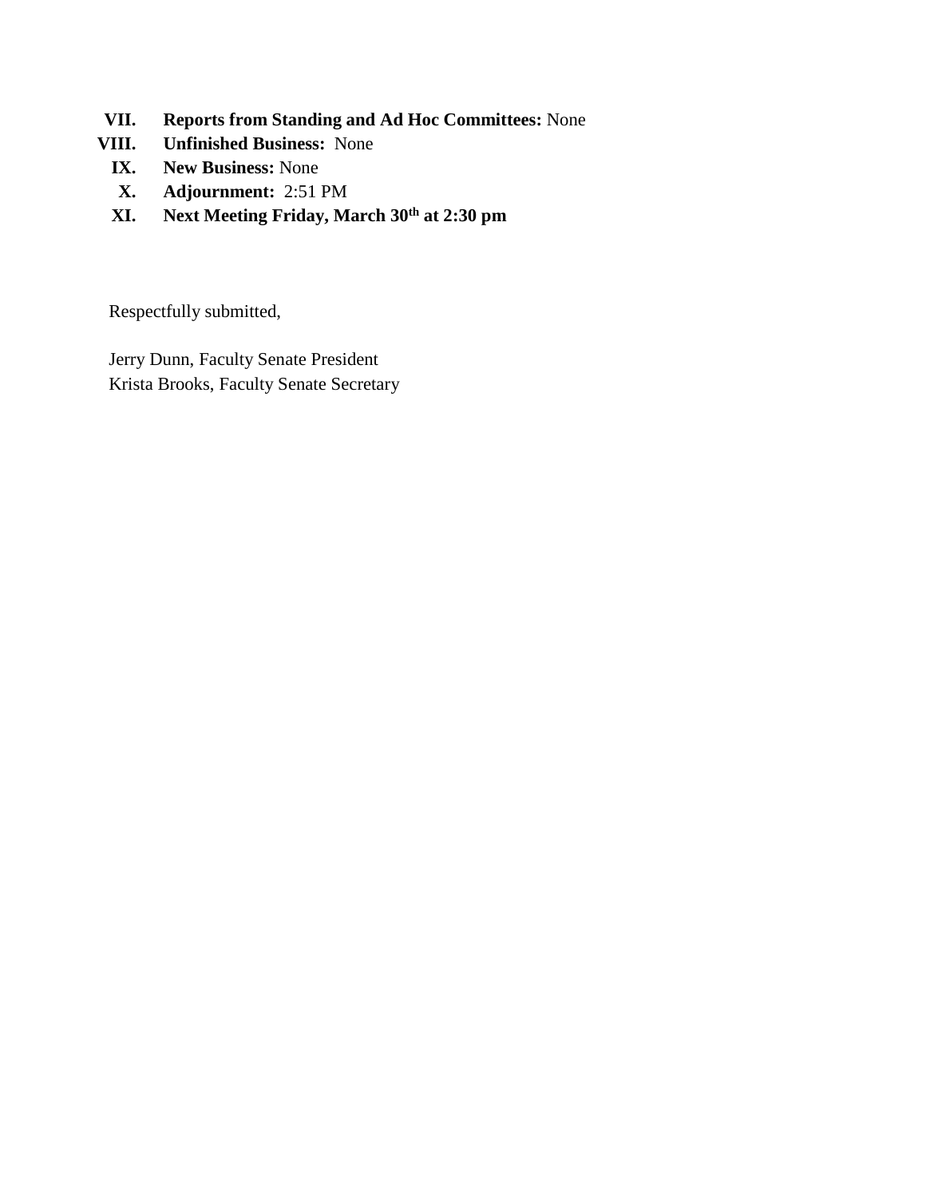VII. **Reports from Standing and Ad Hoc Committees:** None

VIII. **Unfinished Business:** None

IX. **New Business:** None

X. **Adjournment:** 2:51 PM

XI. **Next Meeting Friday, March 30th at 2:30 pm**

Respectfully submitted,

Jerry Dunn, Faculty Senate President
Krista Brooks, Faculty Senate Secretary